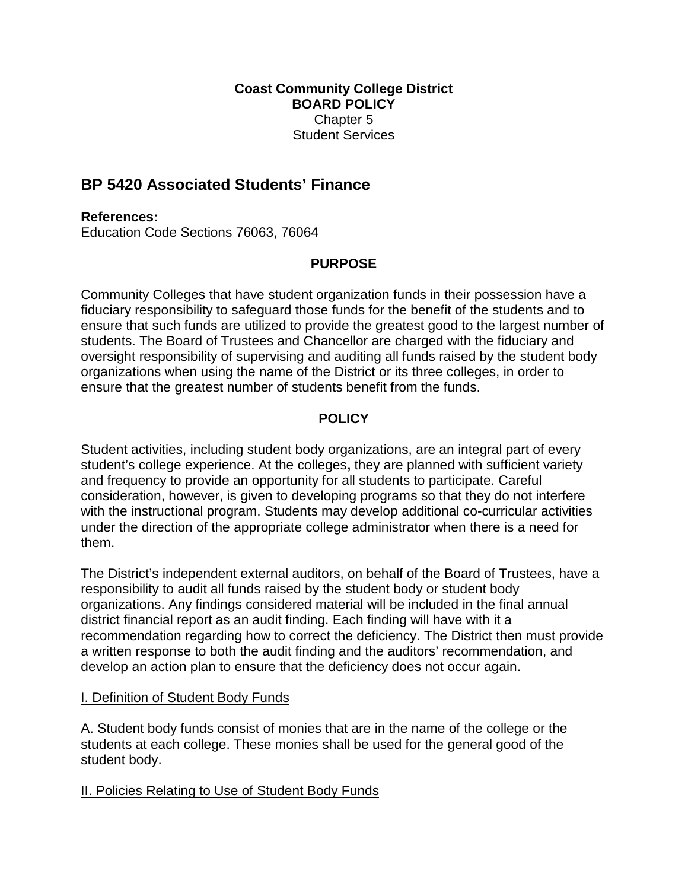**Coast Community College District**
**BOARD POLICY**
Chapter 5
Student Services

---

## BP 5420 Associated Students' Finance

**References:**
Education Code Sections 76063, 76064

### PURPOSE

Community Colleges that have student organization funds in their possession have a fiduciary responsibility to safeguard those funds for the benefit of the students and to ensure that such funds are utilized to provide the greatest good to the largest number of students. The Board of Trustees and Chancellor are charged with the fiduciary and oversight responsibility of supervising and auditing all funds raised by the student body organizations when using the name of the District or its three colleges, in order to ensure that the greatest number of students benefit from the funds.

### POLICY

Student activities, including student body organizations, are an integral part of every student's college experience. At the colleges**,** they are planned with sufficient variety and frequency to provide an opportunity for all students to participate. Careful consideration, however, is given to developing programs so that they do not interfere with the instructional program. Students may develop additional co-curricular activities under the direction of the appropriate college administrator when there is a need for them.

The District's independent external auditors, on behalf of the Board of Trustees, have a responsibility to audit all funds raised by the student body or student body organizations. Any findings considered material will be included in the final annual district financial report as an audit finding. Each finding will have with it a recommendation regarding how to correct the deficiency. The District then must provide a written response to both the audit finding and the auditors' recommendation, and develop an action plan to ensure that the deficiency does not occur again.

<u>I. Definition of Student Body Funds</u>

A. Student body funds consist of monies that are in the name of the college or the students at each college. These monies shall be used for the general good of the student body.

<u>II. Policies Relating to Use of Student Body Funds</u>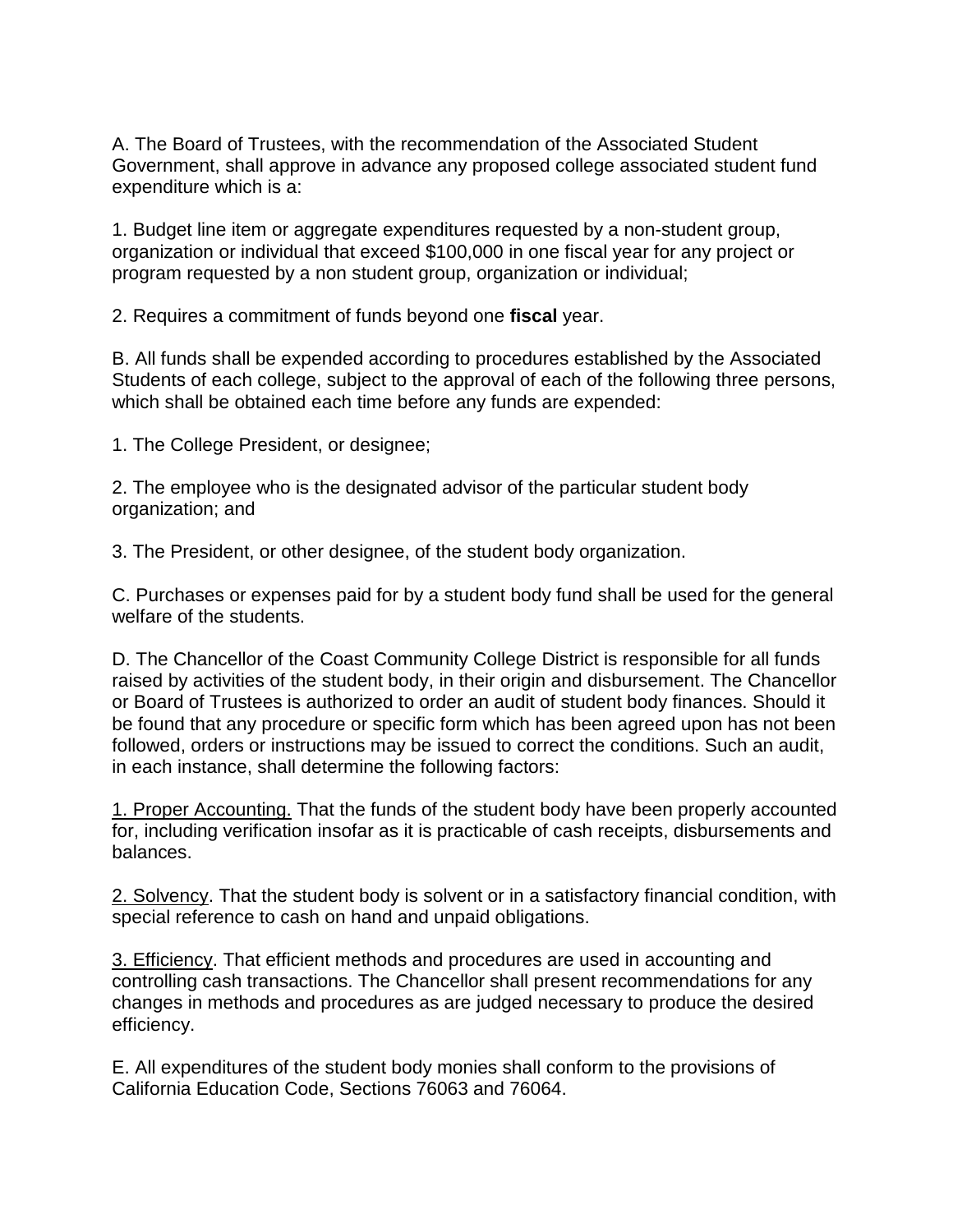A. The Board of Trustees, with the recommendation of the Associated Student Government, shall approve in advance any proposed college associated student fund expenditure which is a:

1. Budget line item or aggregate expenditures requested by a non-student group, organization or individual that exceed $100,000 in one fiscal year for any project or program requested by a non student group, organization or individual;

2. Requires a commitment of funds beyond one **fiscal** year.

B. All funds shall be expended according to procedures established by the Associated Students of each college, subject to the approval of each of the following three persons, which shall be obtained each time before any funds are expended:

1. The College President, or designee;

2. The employee who is the designated advisor of the particular student body organization; and

3. The President, or other designee, of the student body organization.

C. Purchases or expenses paid for by a student body fund shall be used for the general welfare of the students.

D. The Chancellor of the Coast Community College District is responsible for all funds raised by activities of the student body, in their origin and disbursement. The Chancellor or Board of Trustees is authorized to order an audit of student body finances. Should it be found that any procedure or specific form which has been agreed upon has not been followed, orders or instructions may be issued to correct the conditions. Such an audit, in each instance, shall determine the following factors:

<u>1. Proper Accounting.</u> That the funds of the student body have been properly accounted for, including verification insofar as it is practicable of cash receipts, disbursements and balances.

<u>2. Solvency</u>. That the student body is solvent or in a satisfactory financial condition, with special reference to cash on hand and unpaid obligations.

<u>3. Efficiency</u>. That efficient methods and procedures are used in accounting and controlling cash transactions. The Chancellor shall present recommendations for any changes in methods and procedures as are judged necessary to produce the desired efficiency.

E. All expenditures of the student body monies shall conform to the provisions of California Education Code, Sections 76063 and 76064.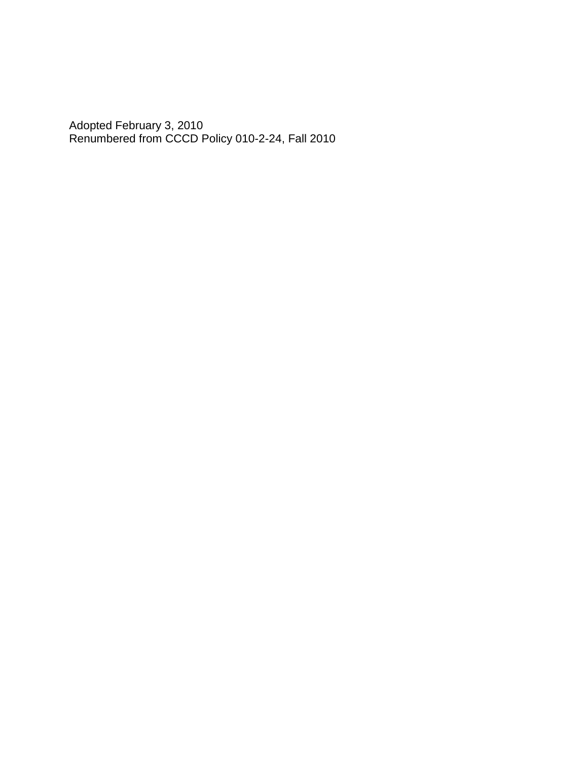Adopted February 3, 2010
Renumbered from CCCD Policy 010-2-24, Fall 2010